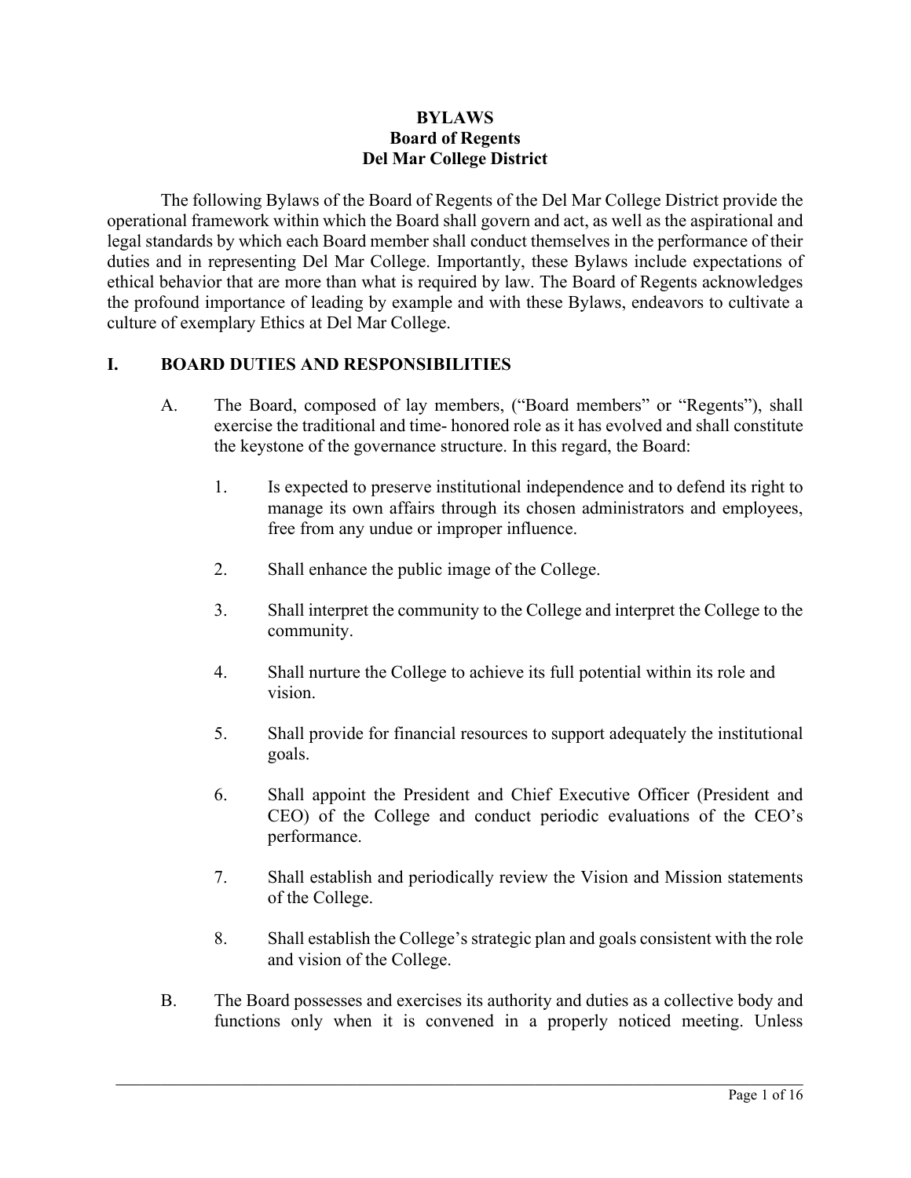**BYLAWS**
**Board of Regents**
**Del Mar College District**

The following Bylaws of the Board of Regents of the Del Mar College District provide the operational framework within which the Board shall govern and act, as well as the aspirational and legal standards by which each Board member shall conduct themselves in the performance of their duties and in representing Del Mar College. Importantly, these Bylaws include expectations of ethical behavior that are more than what is required by law. The Board of Regents acknowledges the profound importance of leading by example and with these Bylaws, endeavors to cultivate a culture of exemplary Ethics at Del Mar College.

## I. BOARD DUTIES AND RESPONSIBILITIES

A. The Board, composed of lay members, ("Board members" or "Regents"), shall exercise the traditional and time- honored role as it has evolved and shall constitute the keystone of the governance structure. In this regard, the Board:

1. Is expected to preserve institutional independence and to defend its right to manage its own affairs through its chosen administrators and employees, free from any undue or improper influence.

2. Shall enhance the public image of the College.

3. Shall interpret the community to the College and interpret the College to the community.

4. Shall nurture the College to achieve its full potential within its role and vision.

5. Shall provide for financial resources to support adequately the institutional goals.

6. Shall appoint the President and Chief Executive Officer (President and CEO) of the College and conduct periodic evaluations of the CEO's performance.

7. Shall establish and periodically review the Vision and Mission statements of the College.

8. Shall establish the College's strategic plan and goals consistent with the role and vision of the College.

B. The Board possesses and exercises its authority and duties as a collective body and functions only when it is convened in a properly noticed meeting. Unless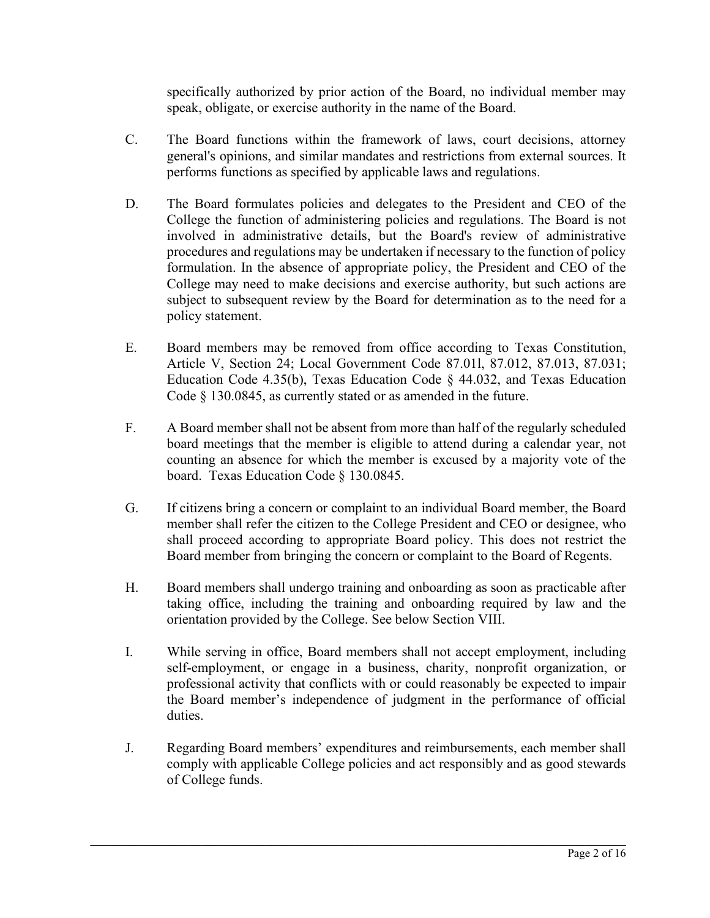specifically authorized by prior action of the Board, no individual member may speak, obligate, or exercise authority in the name of the Board.

C. The Board functions within the framework of laws, court decisions, attorney general's opinions, and similar mandates and restrictions from external sources. It performs functions as specified by applicable laws and regulations.

D. The Board formulates policies and delegates to the President and CEO of the College the function of administering policies and regulations. The Board is not involved in administrative details, but the Board's review of administrative procedures and regulations may be undertaken if necessary to the function of policy formulation. In the absence of appropriate policy, the President and CEO of the College may need to make decisions and exercise authority, but such actions are subject to subsequent review by the Board for determination as to the need for a policy statement.

E. Board members may be removed from office according to Texas Constitution, Article V, Section 24; Local Government Code 87.01l, 87.012, 87.013, 87.031; Education Code 4.35(b), Texas Education Code § 44.032, and Texas Education Code § 130.0845, as currently stated or as amended in the future.

F. A Board member shall not be absent from more than half of the regularly scheduled board meetings that the member is eligible to attend during a calendar year, not counting an absence for which the member is excused by a majority vote of the board. Texas Education Code § 130.0845.

G. If citizens bring a concern or complaint to an individual Board member, the Board member shall refer the citizen to the College President and CEO or designee, who shall proceed according to appropriate Board policy. This does not restrict the Board member from bringing the concern or complaint to the Board of Regents.

H. Board members shall undergo training and onboarding as soon as practicable after taking office, including the training and onboarding required by law and the orientation provided by the College. See below Section VIII.

I. While serving in office, Board members shall not accept employment, including self-employment, or engage in a business, charity, nonprofit organization, or professional activity that conflicts with or could reasonably be expected to impair the Board member's independence of judgment in the performance of official duties.

J. Regarding Board members' expenditures and reimbursements, each member shall comply with applicable College policies and act responsibly and as good stewards of College funds.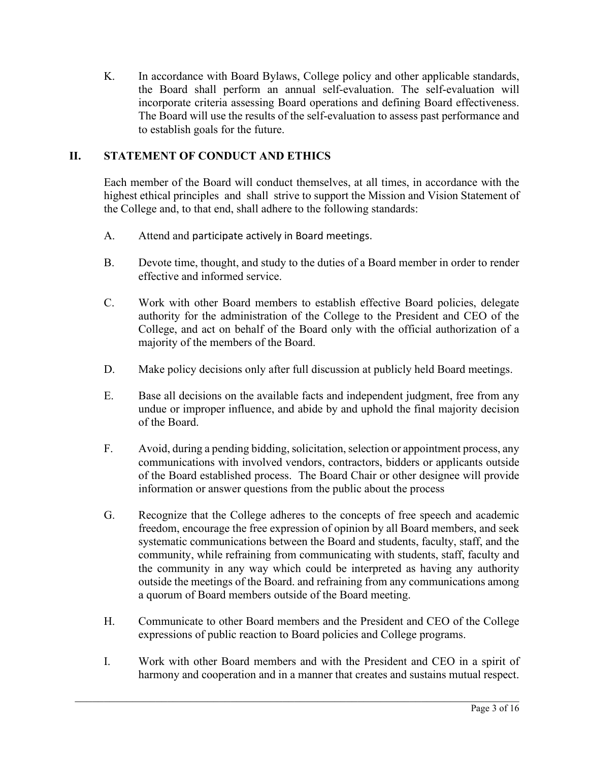K. In accordance with Board Bylaws, College policy and other applicable standards, the Board shall perform an annual self-evaluation. The self-evaluation will incorporate criteria assessing Board operations and defining Board effectiveness. The Board will use the results of the self-evaluation to assess past performance and to establish goals for the future.

## II. STATEMENT OF CONDUCT AND ETHICS

Each member of the Board will conduct themselves, at all times, in accordance with the highest ethical principles and shall strive to support the Mission and Vision Statement of the College and, to that end, shall adhere to the following standards:

A. Attend and participate actively in Board meetings.

B. Devote time, thought, and study to the duties of a Board member in order to render effective and informed service.

C. Work with other Board members to establish effective Board policies, delegate authority for the administration of the College to the President and CEO of the College, and act on behalf of the Board only with the official authorization of a majority of the members of the Board.

D. Make policy decisions only after full discussion at publicly held Board meetings.

E. Base all decisions on the available facts and independent judgment, free from any undue or improper influence, and abide by and uphold the final majority decision of the Board.

F. Avoid, during a pending bidding, solicitation, selection or appointment process, any communications with involved vendors, contractors, bidders or applicants outside of the Board established process. The Board Chair or other designee will provide information or answer questions from the public about the process

G. Recognize that the College adheres to the concepts of free speech and academic freedom, encourage the free expression of opinion by all Board members, and seek systematic communications between the Board and students, faculty, staff, and the community, while refraining from communicating with students, staff, faculty and the community in any way which could be interpreted as having any authority outside the meetings of the Board. and refraining from any communications among a quorum of Board members outside of the Board meeting.

H. Communicate to other Board members and the President and CEO of the College expressions of public reaction to Board policies and College programs.

I. Work with other Board members and with the President and CEO in a spirit of harmony and cooperation and in a manner that creates and sustains mutual respect.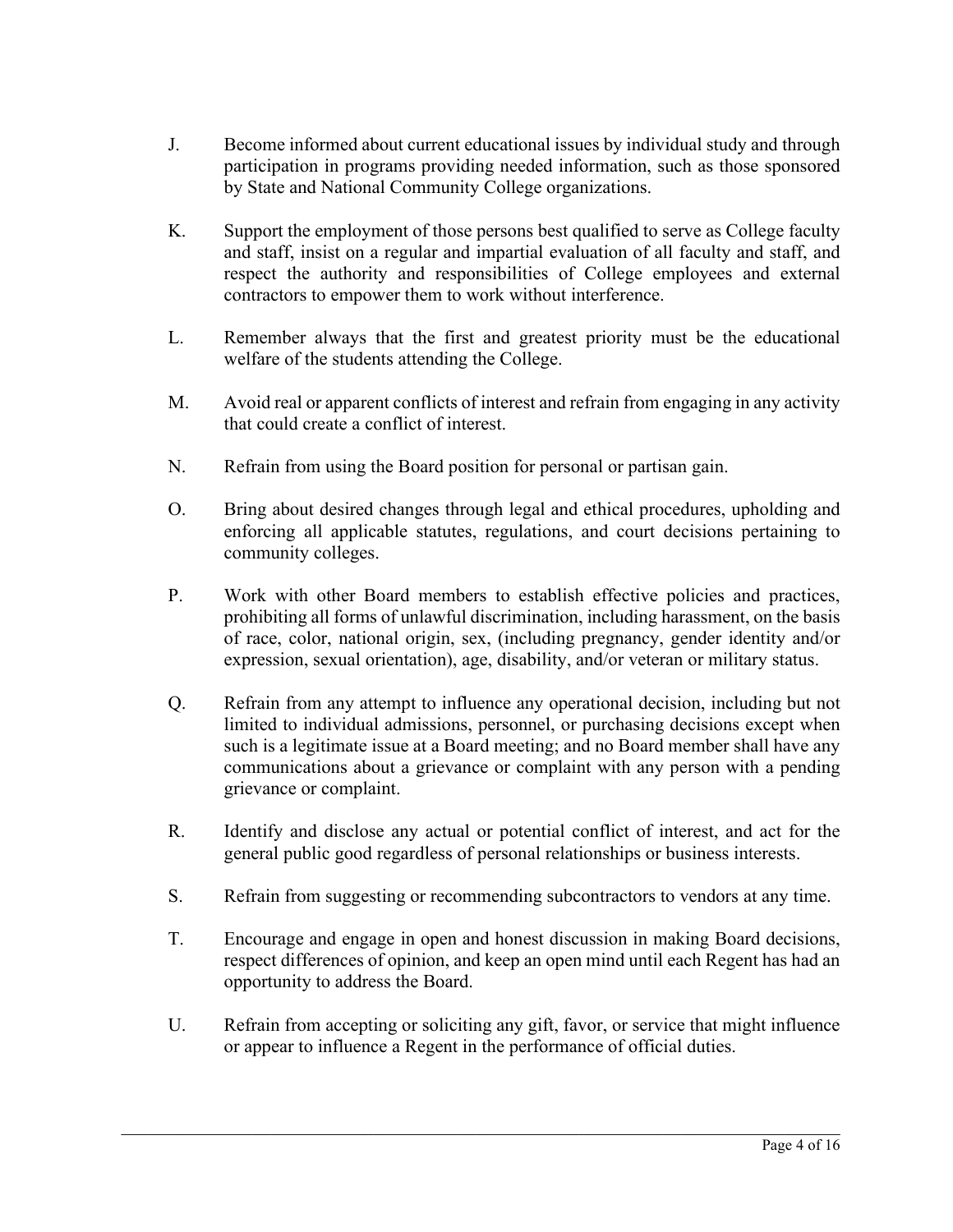J. Become informed about current educational issues by individual study and through participation in programs providing needed information, such as those sponsored by State and National Community College organizations.

K. Support the employment of those persons best qualified to serve as College faculty and staff, insist on a regular and impartial evaluation of all faculty and staff, and respect the authority and responsibilities of College employees and external contractors to empower them to work without interference.

L. Remember always that the first and greatest priority must be the educational welfare of the students attending the College.

M. Avoid real or apparent conflicts of interest and refrain from engaging in any activity that could create a conflict of interest.

N. Refrain from using the Board position for personal or partisan gain.

O. Bring about desired changes through legal and ethical procedures, upholding and enforcing all applicable statutes, regulations, and court decisions pertaining to community colleges.

P. Work with other Board members to establish effective policies and practices, prohibiting all forms of unlawful discrimination, including harassment, on the basis of race, color, national origin, sex, (including pregnancy, gender identity and/or expression, sexual orientation), age, disability, and/or veteran or military status.

Q. Refrain from any attempt to influence any operational decision, including but not limited to individual admissions, personnel, or purchasing decisions except when such is a legitimate issue at a Board meeting; and no Board member shall have any communications about a grievance or complaint with any person with a pending grievance or complaint.

R. Identify and disclose any actual or potential conflict of interest, and act for the general public good regardless of personal relationships or business interests.

S. Refrain from suggesting or recommending subcontractors to vendors at any time.

T. Encourage and engage in open and honest discussion in making Board decisions, respect differences of opinion, and keep an open mind until each Regent has had an opportunity to address the Board.

U. Refrain from accepting or soliciting any gift, favor, or service that might influence or appear to influence a Regent in the performance of official duties.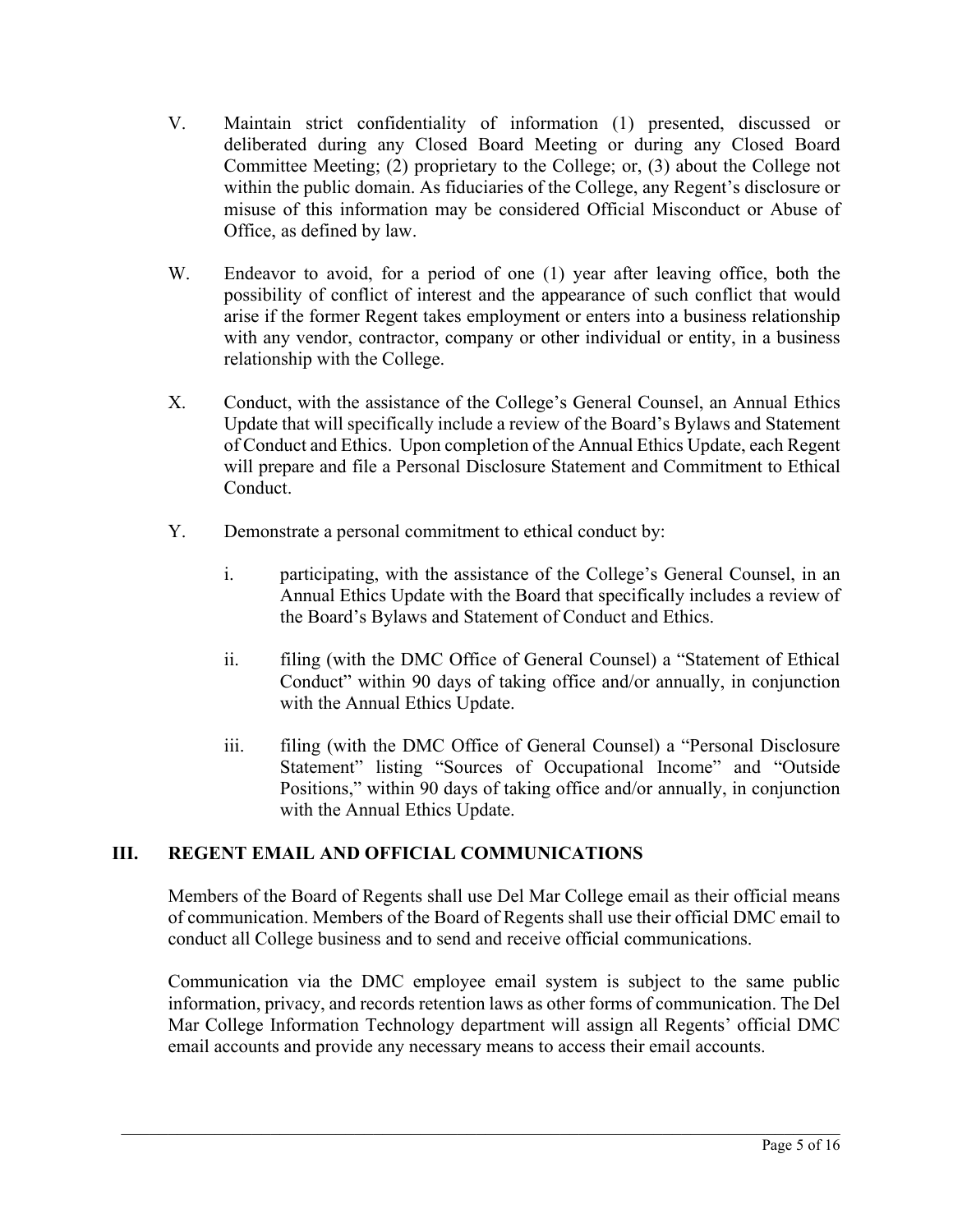V. Maintain strict confidentiality of information (1) presented, discussed or deliberated during any Closed Board Meeting or during any Closed Board Committee Meeting; (2) proprietary to the College; or, (3) about the College not within the public domain. As fiduciaries of the College, any Regent's disclosure or misuse of this information may be considered Official Misconduct or Abuse of Office, as defined by law.

W. Endeavor to avoid, for a period of one (1) year after leaving office, both the possibility of conflict of interest and the appearance of such conflict that would arise if the former Regent takes employment or enters into a business relationship with any vendor, contractor, company or other individual or entity, in a business relationship with the College.

X. Conduct, with the assistance of the College's General Counsel, an Annual Ethics Update that will specifically include a review of the Board's Bylaws and Statement of Conduct and Ethics. Upon completion of the Annual Ethics Update, each Regent will prepare and file a Personal Disclosure Statement and Commitment to Ethical Conduct.

Y. Demonstrate a personal commitment to ethical conduct by:

   i. participating, with the assistance of the College's General Counsel, in an Annual Ethics Update with the Board that specifically includes a review of the Board's Bylaws and Statement of Conduct and Ethics.

   ii. filing (with the DMC Office of General Counsel) a "Statement of Ethical Conduct" within 90 days of taking office and/or annually, in conjunction with the Annual Ethics Update.

   iii. filing (with the DMC Office of General Counsel) a "Personal Disclosure Statement" listing "Sources of Occupational Income" and "Outside Positions," within 90 days of taking office and/or annually, in conjunction with the Annual Ethics Update.

## III. REGENT EMAIL AND OFFICIAL COMMUNICATIONS

Members of the Board of Regents shall use Del Mar College email as their official means of communication. Members of the Board of Regents shall use their official DMC email to conduct all College business and to send and receive official communications.

Communication via the DMC employee email system is subject to the same public information, privacy, and records retention laws as other forms of communication. The Del Mar College Information Technology department will assign all Regents' official DMC email accounts and provide any necessary means to access their email accounts.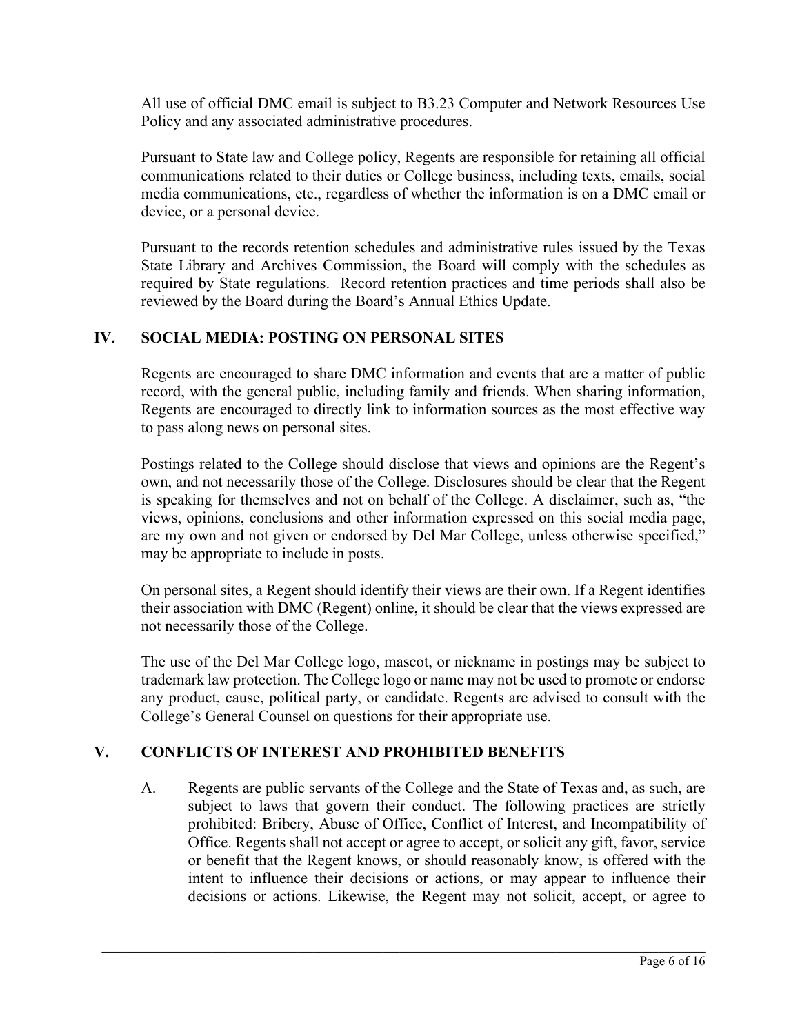All use of official DMC email is subject to B3.23 Computer and Network Resources Use Policy and any associated administrative procedures.

Pursuant to State law and College policy, Regents are responsible for retaining all official communications related to their duties or College business, including texts, emails, social media communications, etc., regardless of whether the information is on a DMC email or device, or a personal device.

Pursuant to the records retention schedules and administrative rules issued by the Texas State Library and Archives Commission, the Board will comply with the schedules as required by State regulations. Record retention practices and time periods shall also be reviewed by the Board during the Board's Annual Ethics Update.

## IV. SOCIAL MEDIA: POSTING ON PERSONAL SITES

Regents are encouraged to share DMC information and events that are a matter of public record, with the general public, including family and friends. When sharing information, Regents are encouraged to directly link to information sources as the most effective way to pass along news on personal sites.

Postings related to the College should disclose that views and opinions are the Regent's own, and not necessarily those of the College. Disclosures should be clear that the Regent is speaking for themselves and not on behalf of the College. A disclaimer, such as, "the views, opinions, conclusions and other information expressed on this social media page, are my own and not given or endorsed by Del Mar College, unless otherwise specified," may be appropriate to include in posts.

On personal sites, a Regent should identify their views are their own. If a Regent identifies their association with DMC (Regent) online, it should be clear that the views expressed are not necessarily those of the College.

The use of the Del Mar College logo, mascot, or nickname in postings may be subject to trademark law protection. The College logo or name may not be used to promote or endorse any product, cause, political party, or candidate. Regents are advised to consult with the College's General Counsel on questions for their appropriate use.

## V. CONFLICTS OF INTEREST AND PROHIBITED BENEFITS

A. Regents are public servants of the College and the State of Texas and, as such, are subject to laws that govern their conduct. The following practices are strictly prohibited: Bribery, Abuse of Office, Conflict of Interest, and Incompatibility of Office. Regents shall not accept or agree to accept, or solicit any gift, favor, service or benefit that the Regent knows, or should reasonably know, is offered with the intent to influence their decisions or actions, or may appear to influence their decisions or actions. Likewise, the Regent may not solicit, accept, or agree to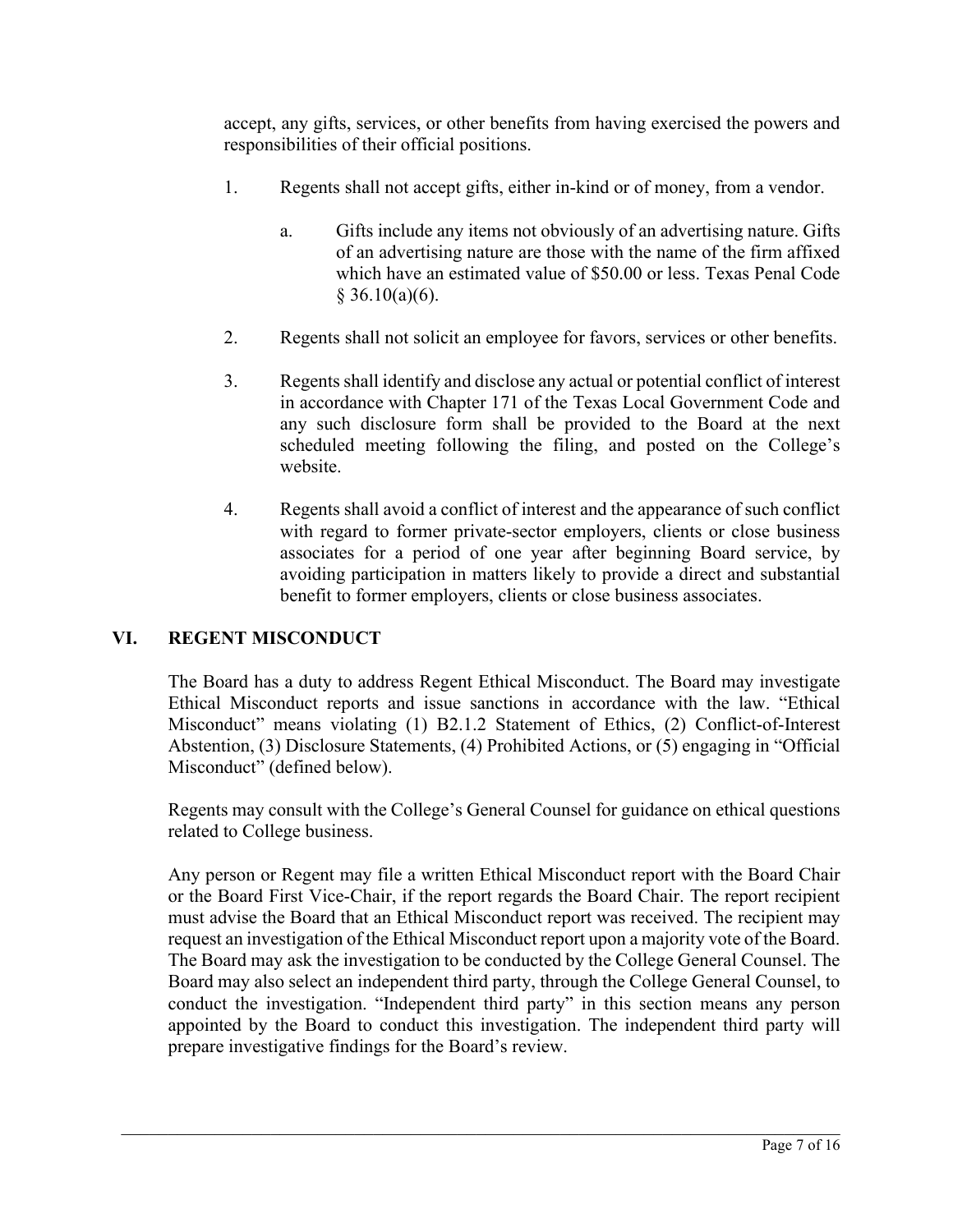accept, any gifts, services, or other benefits from having exercised the powers and responsibilities of their official positions.

1. Regents shall not accept gifts, either in-kind or of money, from a vendor.

   a. Gifts include any items not obviously of an advertising nature. Gifts of an advertising nature are those with the name of the firm affixed which have an estimated value of $50.00 or less. Texas Penal Code § 36.10(a)(6).

2. Regents shall not solicit an employee for favors, services or other benefits.

3. Regents shall identify and disclose any actual or potential conflict of interest in accordance with Chapter 171 of the Texas Local Government Code and any such disclosure form shall be provided to the Board at the next scheduled meeting following the filing, and posted on the College's website.

4. Regents shall avoid a conflict of interest and the appearance of such conflict with regard to former private-sector employers, clients or close business associates for a period of one year after beginning Board service, by avoiding participation in matters likely to provide a direct and substantial benefit to former employers, clients or close business associates.

## VI. REGENT MISCONDUCT

The Board has a duty to address Regent Ethical Misconduct. The Board may investigate Ethical Misconduct reports and issue sanctions in accordance with the law. "Ethical Misconduct" means violating (1) B2.1.2 Statement of Ethics, (2) Conflict-of-Interest Abstention, (3) Disclosure Statements, (4) Prohibited Actions, or (5) engaging in "Official Misconduct" (defined below).

Regents may consult with the College's General Counsel for guidance on ethical questions related to College business.

Any person or Regent may file a written Ethical Misconduct report with the Board Chair or the Board First Vice-Chair, if the report regards the Board Chair. The report recipient must advise the Board that an Ethical Misconduct report was received. The recipient may request an investigation of the Ethical Misconduct report upon a majority vote of the Board. The Board may ask the investigation to be conducted by the College General Counsel. The Board may also select an independent third party, through the College General Counsel, to conduct the investigation. "Independent third party" in this section means any person appointed by the Board to conduct this investigation. The independent third party will prepare investigative findings for the Board's review.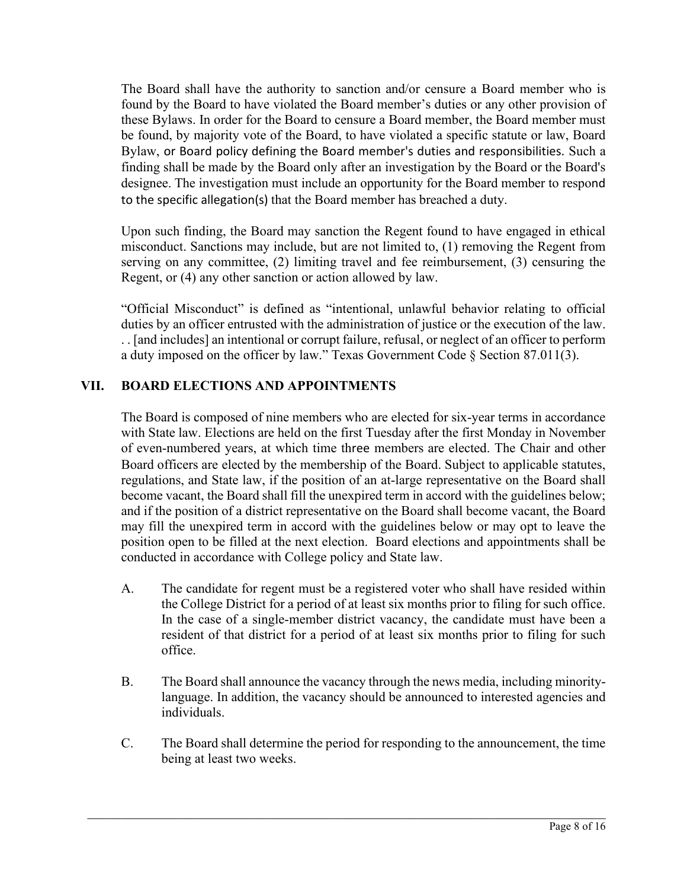The Board shall have the authority to sanction and/or censure a Board member who is found by the Board to have violated the Board member's duties or any other provision of these Bylaws. In order for the Board to censure a Board member, the Board member must be found, by majority vote of the Board, to have violated a specific statute or law, Board Bylaw, or Board policy defining the Board member's duties and responsibilities. Such a finding shall be made by the Board only after an investigation by the Board or the Board's designee. The investigation must include an opportunity for the Board member to respond to the specific allegation(s) that the Board member has breached a duty.

Upon such finding, the Board may sanction the Regent found to have engaged in ethical misconduct. Sanctions may include, but are not limited to, (1) removing the Regent from serving on any committee, (2) limiting travel and fee reimbursement, (3) censuring the Regent, or (4) any other sanction or action allowed by law.

"Official Misconduct" is defined as "intentional, unlawful behavior relating to official duties by an officer entrusted with the administration of justice or the execution of the law. . . [and includes] an intentional or corrupt failure, refusal, or neglect of an officer to perform a duty imposed on the officer by law." Texas Government Code § Section 87.011(3).

## VII. BOARD ELECTIONS AND APPOINTMENTS

The Board is composed of nine members who are elected for six-year terms in accordance with State law. Elections are held on the first Tuesday after the first Monday in November of even-numbered years, at which time three members are elected. The Chair and other Board officers are elected by the membership of the Board. Subject to applicable statutes, regulations, and State law, if the position of an at-large representative on the Board shall become vacant, the Board shall fill the unexpired term in accord with the guidelines below; and if the position of a district representative on the Board shall become vacant, the Board may fill the unexpired term in accord with the guidelines below or may opt to leave the position open to be filled at the next election. Board elections and appointments shall be conducted in accordance with College policy and State law.

A. The candidate for regent must be a registered voter who shall have resided within the College District for a period of at least six months prior to filing for such office. In the case of a single-member district vacancy, the candidate must have been a resident of that district for a period of at least six months prior to filing for such office.

B. The Board shall announce the vacancy through the news media, including minority-language. In addition, the vacancy should be announced to interested agencies and individuals.

C. The Board shall determine the period for responding to the announcement, the time being at least two weeks.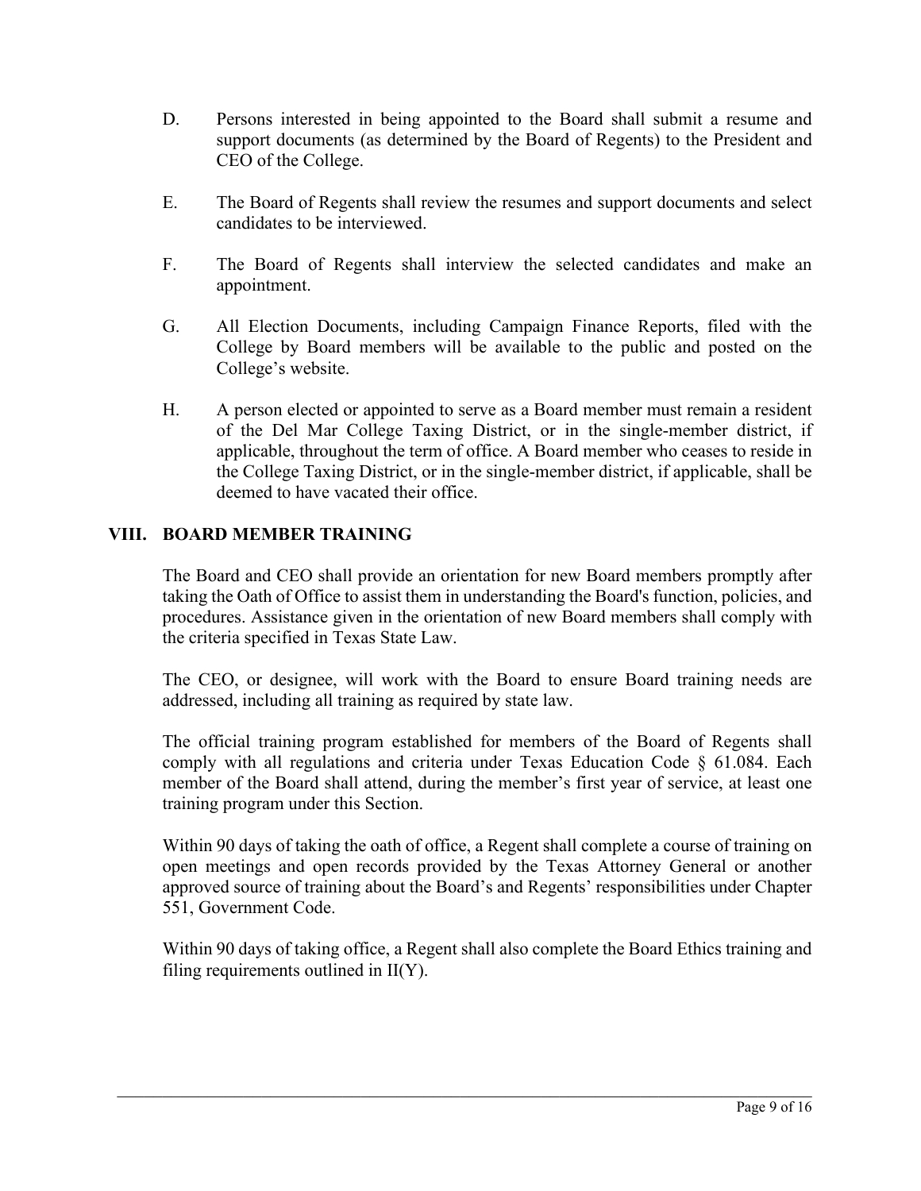D. Persons interested in being appointed to the Board shall submit a resume and support documents (as determined by the Board of Regents) to the President and CEO of the College.

E. The Board of Regents shall review the resumes and support documents and select candidates to be interviewed.

F. The Board of Regents shall interview the selected candidates and make an appointment.

G. All Election Documents, including Campaign Finance Reports, filed with the College by Board members will be available to the public and posted on the College's website.

H. A person elected or appointed to serve as a Board member must remain a resident of the Del Mar College Taxing District, or in the single-member district, if applicable, throughout the term of office. A Board member who ceases to reside in the College Taxing District, or in the single-member district, if applicable, shall be deemed to have vacated their office.

## VIII. BOARD MEMBER TRAINING

The Board and CEO shall provide an orientation for new Board members promptly after taking the Oath of Office to assist them in understanding the Board's function, policies, and procedures. Assistance given in the orientation of new Board members shall comply with the criteria specified in Texas State Law.

The CEO, or designee, will work with the Board to ensure Board training needs are addressed, including all training as required by state law.

The official training program established for members of the Board of Regents shall comply with all regulations and criteria under Texas Education Code § 61.084. Each member of the Board shall attend, during the member's first year of service, at least one training program under this Section.

Within 90 days of taking the oath of office, a Regent shall complete a course of training on open meetings and open records provided by the Texas Attorney General or another approved source of training about the Board's and Regents' responsibilities under Chapter 551, Government Code.

Within 90 days of taking office, a Regent shall also complete the Board Ethics training and filing requirements outlined in II(Y).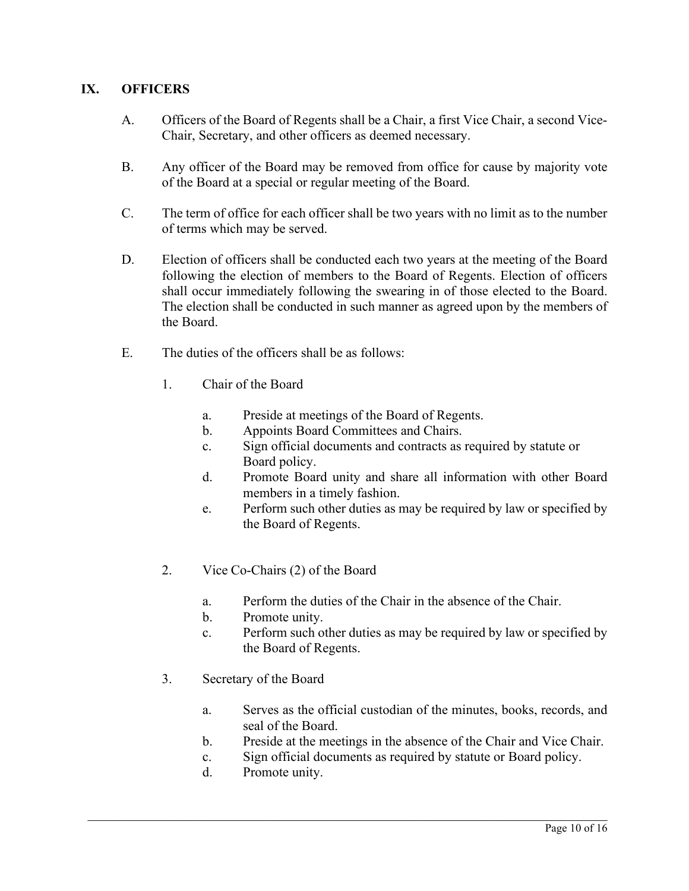## IX. OFFICERS

A. Officers of the Board of Regents shall be a Chair, a first Vice Chair, a second Vice-Chair, Secretary, and other officers as deemed necessary.

B. Any officer of the Board may be removed from office for cause by majority vote of the Board at a special or regular meeting of the Board.

C. The term of office for each officer shall be two years with no limit as to the number of terms which may be served.

D. Election of officers shall be conducted each two years at the meeting of the Board following the election of members to the Board of Regents. Election of officers shall occur immediately following the swearing in of those elected to the Board. The election shall be conducted in such manner as agreed upon by the members of the Board.

E. The duties of the officers shall be as follows:

1. Chair of the Board

   a. Preside at meetings of the Board of Regents.
   b. Appoints Board Committees and Chairs.
   c. Sign official documents and contracts as required by statute or Board policy.
   d. Promote Board unity and share all information with other Board members in a timely fashion.
   e. Perform such other duties as may be required by law or specified by the Board of Regents.

2. Vice Co-Chairs (2) of the Board

   a. Perform the duties of the Chair in the absence of the Chair.
   b. Promote unity.
   c. Perform such other duties as may be required by law or specified by the Board of Regents.

3. Secretary of the Board

   a. Serves as the official custodian of the minutes, books, records, and seal of the Board.
   b. Preside at the meetings in the absence of the Chair and Vice Chair.
   c. Sign official documents as required by statute or Board policy.
   d. Promote unity.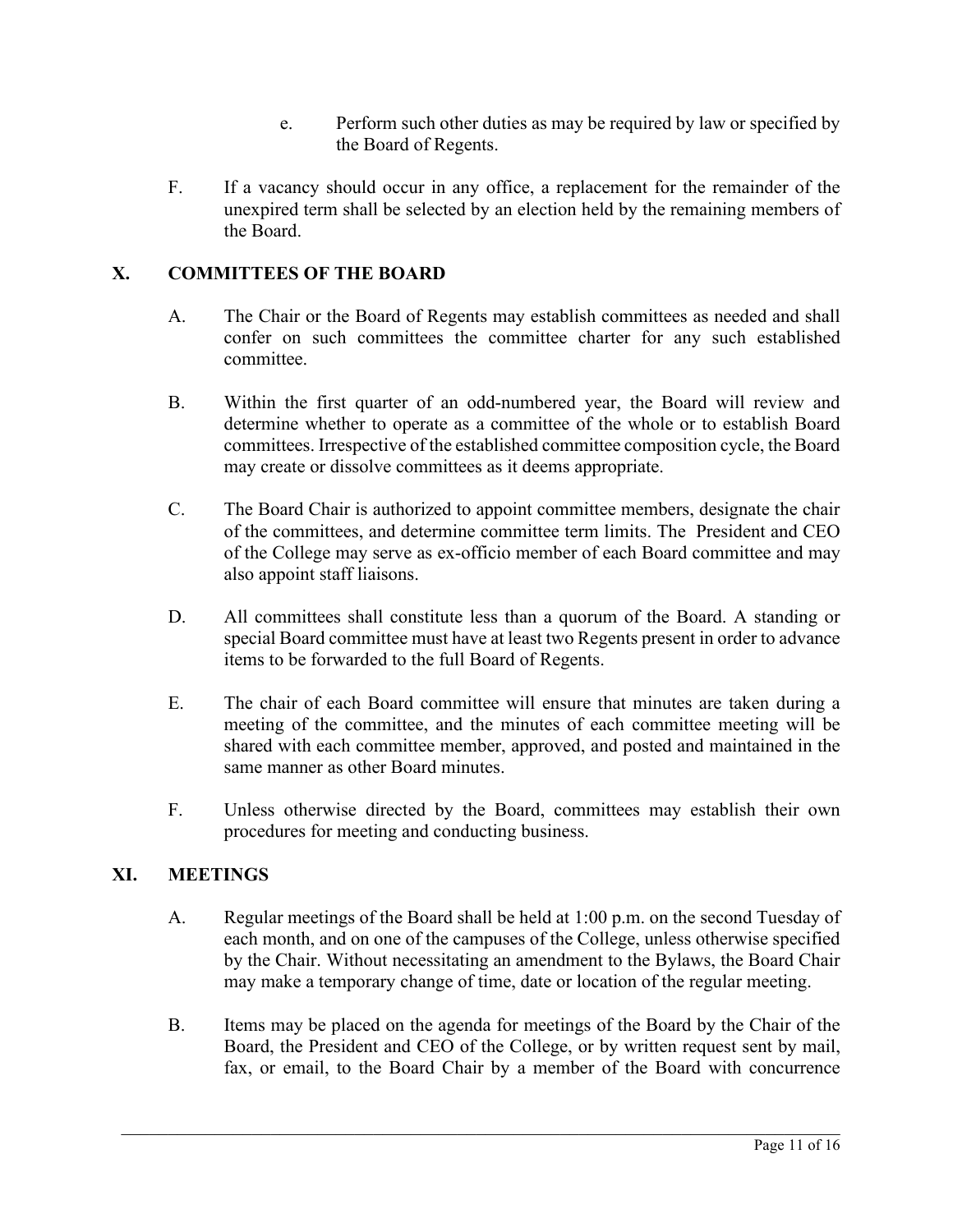e. Perform such other duties as may be required by law or specified by the Board of Regents.

F. If a vacancy should occur in any office, a replacement for the remainder of the unexpired term shall be selected by an election held by the remaining members of the Board.

## X. COMMITTEES OF THE BOARD

A. The Chair or the Board of Regents may establish committees as needed and shall confer on such committees the committee charter for any such established committee.

B. Within the first quarter of an odd-numbered year, the Board will review and determine whether to operate as a committee of the whole or to establish Board committees. Irrespective of the established committee composition cycle, the Board may create or dissolve committees as it deems appropriate.

C. The Board Chair is authorized to appoint committee members, designate the chair of the committees, and determine committee term limits. The President and CEO of the College may serve as ex-officio member of each Board committee and may also appoint staff liaisons.

D. All committees shall constitute less than a quorum of the Board. A standing or special Board committee must have at least two Regents present in order to advance items to be forwarded to the full Board of Regents.

E. The chair of each Board committee will ensure that minutes are taken during a meeting of the committee, and the minutes of each committee meeting will be shared with each committee member, approved, and posted and maintained in the same manner as other Board minutes.

F. Unless otherwise directed by the Board, committees may establish their own procedures for meeting and conducting business.

## XI. MEETINGS

A. Regular meetings of the Board shall be held at 1:00 p.m. on the second Tuesday of each month, and on one of the campuses of the College, unless otherwise specified by the Chair. Without necessitating an amendment to the Bylaws, the Board Chair may make a temporary change of time, date or location of the regular meeting.

B. Items may be placed on the agenda for meetings of the Board by the Chair of the Board, the President and CEO of the College, or by written request sent by mail, fax, or email, to the Board Chair by a member of the Board with concurrence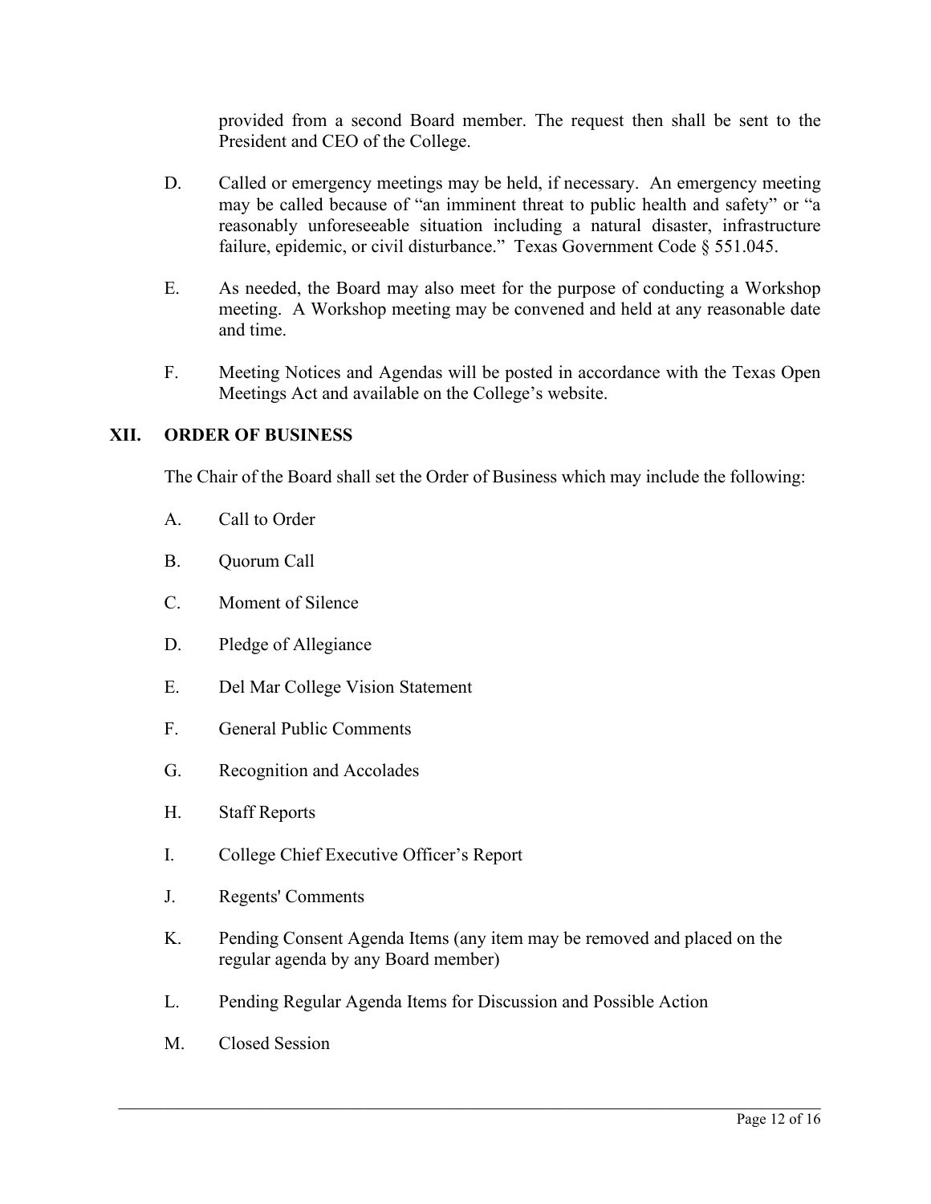provided from a second Board member. The request then shall be sent to the President and CEO of the College.

D. Called or emergency meetings may be held, if necessary. An emergency meeting may be called because of "an imminent threat to public health and safety" or "a reasonably unforeseeable situation including a natural disaster, infrastructure failure, epidemic, or civil disturbance." Texas Government Code § 551.045.

E. As needed, the Board may also meet for the purpose of conducting a Workshop meeting. A Workshop meeting may be convened and held at any reasonable date and time.

F. Meeting Notices and Agendas will be posted in accordance with the Texas Open Meetings Act and available on the College's website.

## XII. ORDER OF BUSINESS

The Chair of the Board shall set the Order of Business which may include the following:

A. Call to Order

B. Quorum Call

C. Moment of Silence

D. Pledge of Allegiance

E. Del Mar College Vision Statement

F. General Public Comments

G. Recognition and Accolades

H. Staff Reports

I. College Chief Executive Officer's Report

J. Regents' Comments

K. Pending Consent Agenda Items (any item may be removed and placed on the regular agenda by any Board member)

L. Pending Regular Agenda Items for Discussion and Possible Action

M. Closed Session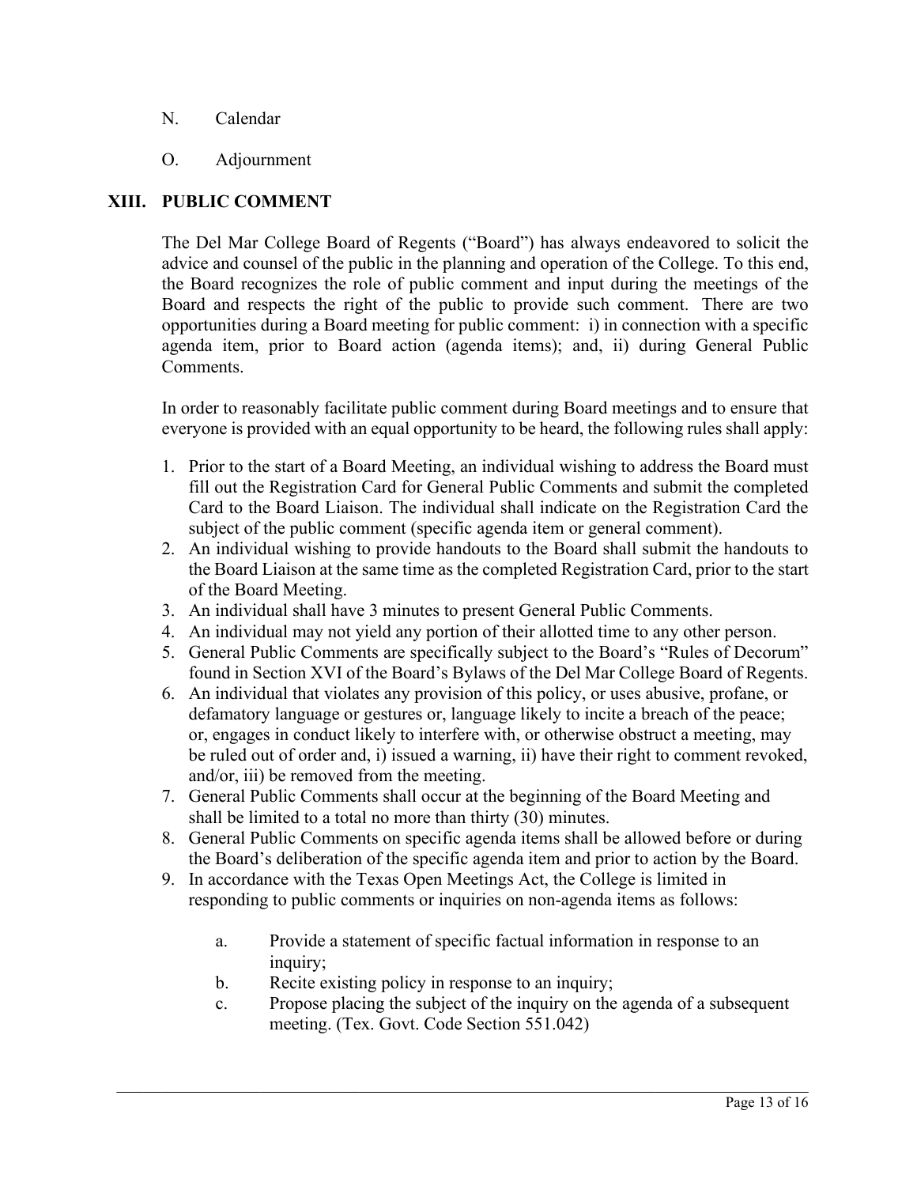N. Calendar

O. Adjournment

## XIII. PUBLIC COMMENT

The Del Mar College Board of Regents ("Board") has always endeavored to solicit the advice and counsel of the public in the planning and operation of the College. To this end, the Board recognizes the role of public comment and input during the meetings of the Board and respects the right of the public to provide such comment. There are two opportunities during a Board meeting for public comment: i) in connection with a specific agenda item, prior to Board action (agenda items); and, ii) during General Public Comments.

In order to reasonably facilitate public comment during Board meetings and to ensure that everyone is provided with an equal opportunity to be heard, the following rules shall apply:

1. Prior to the start of a Board Meeting, an individual wishing to address the Board must fill out the Registration Card for General Public Comments and submit the completed Card to the Board Liaison. The individual shall indicate on the Registration Card the subject of the public comment (specific agenda item or general comment).
2. An individual wishing to provide handouts to the Board shall submit the handouts to the Board Liaison at the same time as the completed Registration Card, prior to the start of the Board Meeting.
3. An individual shall have 3 minutes to present General Public Comments.
4. An individual may not yield any portion of their allotted time to any other person.
5. General Public Comments are specifically subject to the Board's "Rules of Decorum" found in Section XVI of the Board's Bylaws of the Del Mar College Board of Regents.
6. An individual that violates any provision of this policy, or uses abusive, profane, or defamatory language or gestures or, language likely to incite a breach of the peace; or, engages in conduct likely to interfere with, or otherwise obstruct a meeting, may be ruled out of order and, i) issued a warning, ii) have their right to comment revoked, and/or, iii) be removed from the meeting.
7. General Public Comments shall occur at the beginning of the Board Meeting and shall be limited to a total no more than thirty (30) minutes.
8. General Public Comments on specific agenda items shall be allowed before or during the Board's deliberation of the specific agenda item and prior to action by the Board.
9. In accordance with the Texas Open Meetings Act, the College is limited in responding to public comments or inquiries on non-agenda items as follows:
   - a. Provide a statement of specific factual information in response to an inquiry;
   - b. Recite existing policy in response to an inquiry;
   - c. Propose placing the subject of the inquiry on the agenda of a subsequent meeting. (Tex. Govt. Code Section 551.042)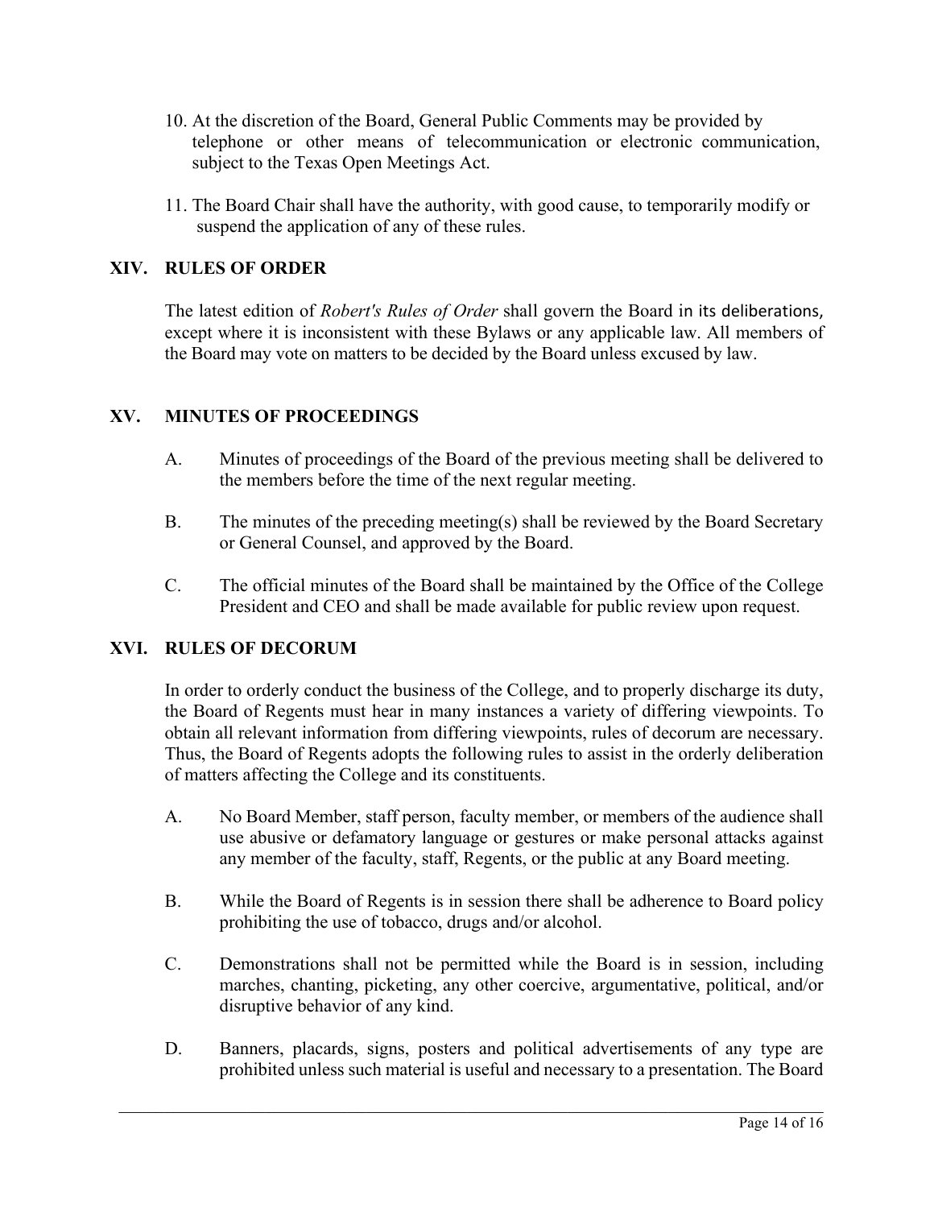10. At the discretion of the Board, General Public Comments may be provided by telephone or other means of telecommunication or electronic communication, subject to the Texas Open Meetings Act.

11. The Board Chair shall have the authority, with good cause, to temporarily modify or suspend the application of any of these rules.

## XIV. RULES OF ORDER

The latest edition of *Robert's Rules of Order* shall govern the Board in its deliberations, except where it is inconsistent with these Bylaws or any applicable law. All members of the Board may vote on matters to be decided by the Board unless excused by law.

## XV. MINUTES OF PROCEEDINGS

A. Minutes of proceedings of the Board of the previous meeting shall be delivered to the members before the time of the next regular meeting.

B. The minutes of the preceding meeting(s) shall be reviewed by the Board Secretary or General Counsel, and approved by the Board.

C. The official minutes of the Board shall be maintained by the Office of the College President and CEO and shall be made available for public review upon request.

## XVI. RULES OF DECORUM

In order to orderly conduct the business of the College, and to properly discharge its duty, the Board of Regents must hear in many instances a variety of differing viewpoints. To obtain all relevant information from differing viewpoints, rules of decorum are necessary. Thus, the Board of Regents adopts the following rules to assist in the orderly deliberation of matters affecting the College and its constituents.

A. No Board Member, staff person, faculty member, or members of the audience shall use abusive or defamatory language or gestures or make personal attacks against any member of the faculty, staff, Regents, or the public at any Board meeting.

B. While the Board of Regents is in session there shall be adherence to Board policy prohibiting the use of tobacco, drugs and/or alcohol.

C. Demonstrations shall not be permitted while the Board is in session, including marches, chanting, picketing, any other coercive, argumentative, political, and/or disruptive behavior of any kind.

D. Banners, placards, signs, posters and political advertisements of any type are prohibited unless such material is useful and necessary to a presentation. The Board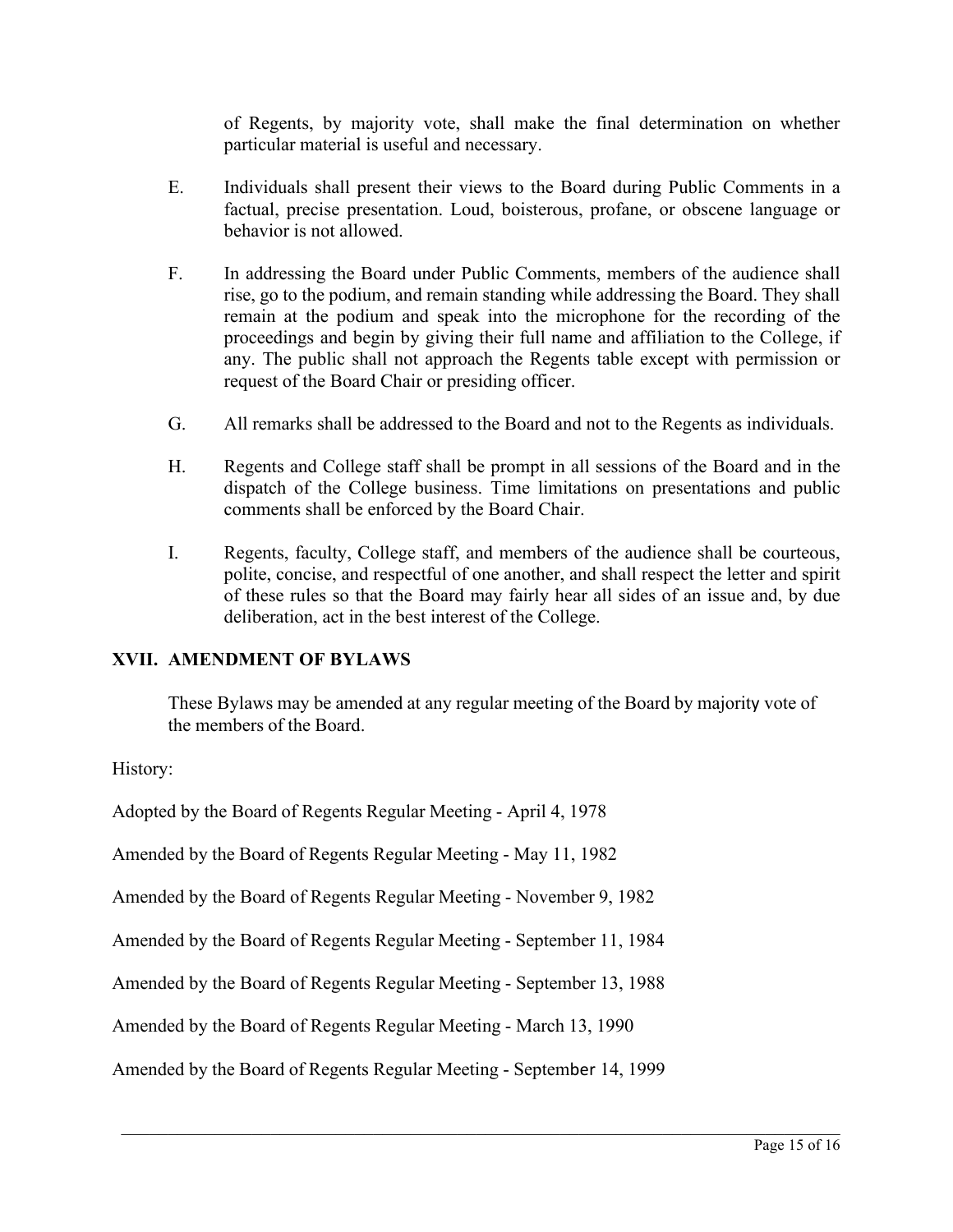of Regents, by majority vote, shall make the final determination on whether particular material is useful and necessary.

E. Individuals shall present their views to the Board during Public Comments in a factual, precise presentation. Loud, boisterous, profane, or obscene language or behavior is not allowed.

F. In addressing the Board under Public Comments, members of the audience shall rise, go to the podium, and remain standing while addressing the Board. They shall remain at the podium and speak into the microphone for the recording of the proceedings and begin by giving their full name and affiliation to the College, if any. The public shall not approach the Regents table except with permission or request of the Board Chair or presiding officer.

G. All remarks shall be addressed to the Board and not to the Regents as individuals.

H. Regents and College staff shall be prompt in all sessions of the Board and in the dispatch of the College business. Time limitations on presentations and public comments shall be enforced by the Board Chair.

I. Regents, faculty, College staff, and members of the audience shall be courteous, polite, concise, and respectful of one another, and shall respect the letter and spirit of these rules so that the Board may fairly hear all sides of an issue and, by due deliberation, act in the best interest of the College.

## XVII. AMENDMENT OF BYLAWS

These Bylaws may be amended at any regular meeting of the Board by majority vote of the members of the Board.

History:

Adopted by the Board of Regents Regular Meeting - April 4, 1978

Amended by the Board of Regents Regular Meeting - May 11, 1982

Amended by the Board of Regents Regular Meeting - November 9, 1982

Amended by the Board of Regents Regular Meeting - September 11, 1984

Amended by the Board of Regents Regular Meeting - September 13, 1988

Amended by the Board of Regents Regular Meeting - March 13, 1990

Amended by the Board of Regents Regular Meeting - September 14, 1999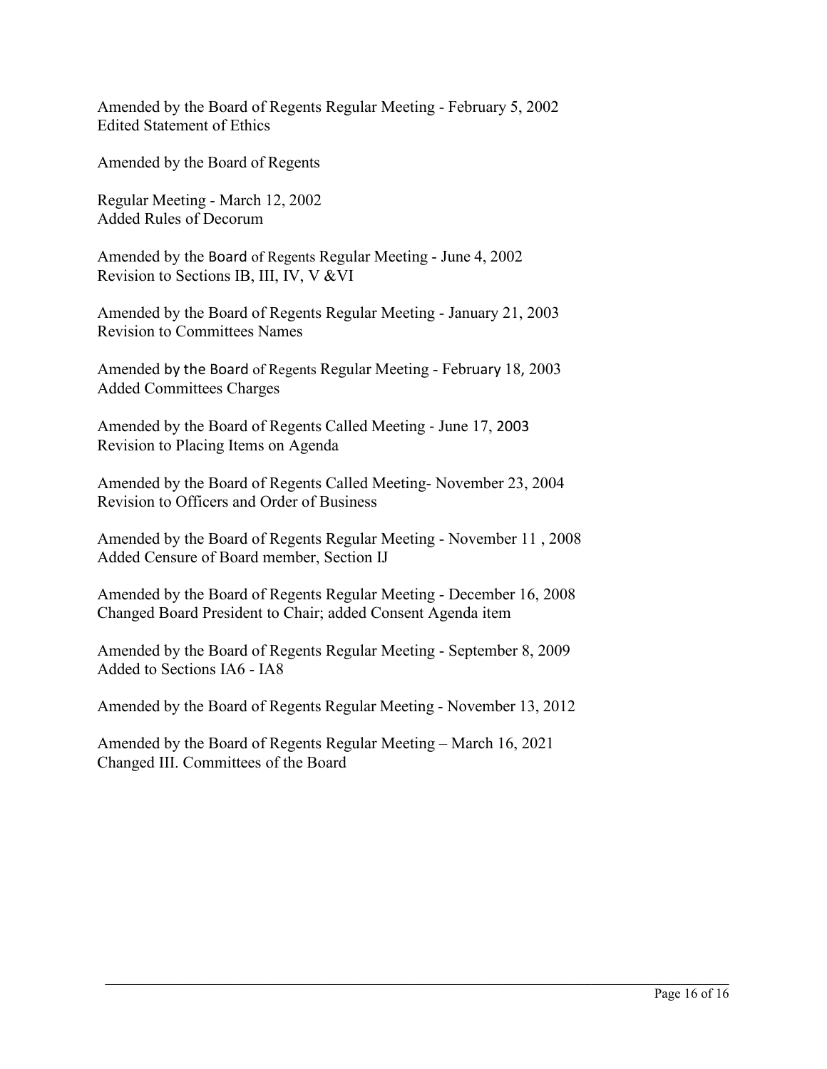Amended by the Board of Regents Regular Meeting - February 5, 2002
Edited Statement of Ethics

Amended by the Board of Regents

Regular Meeting - March 12, 2002
Added Rules of Decorum

Amended by the Board of Regents Regular Meeting - June 4, 2002
Revision to Sections IB, III, IV, V &VI

Amended by the Board of Regents Regular Meeting - January 21, 2003
Revision to Committees Names

Amended by the Board of Regents Regular Meeting - February 18, 2003
Added Committees Charges

Amended by the Board of Regents Called Meeting - June 17, 2003
Revision to Placing Items on Agenda

Amended by the Board of Regents Called Meeting- November 23, 2004
Revision to Officers and Order of Business

Amended by the Board of Regents Regular Meeting - November 11 , 2008
Added Censure of Board member, Section IJ

Amended by the Board of Regents Regular Meeting - December 16, 2008
Changed Board President to Chair; added Consent Agenda item

Amended by the Board of Regents Regular Meeting - September 8, 2009
Added to Sections IA6 - IA8

Amended by the Board of Regents Regular Meeting - November 13, 2012

Amended by the Board of Regents Regular Meeting – March 16, 2021
Changed III. Committees of the Board